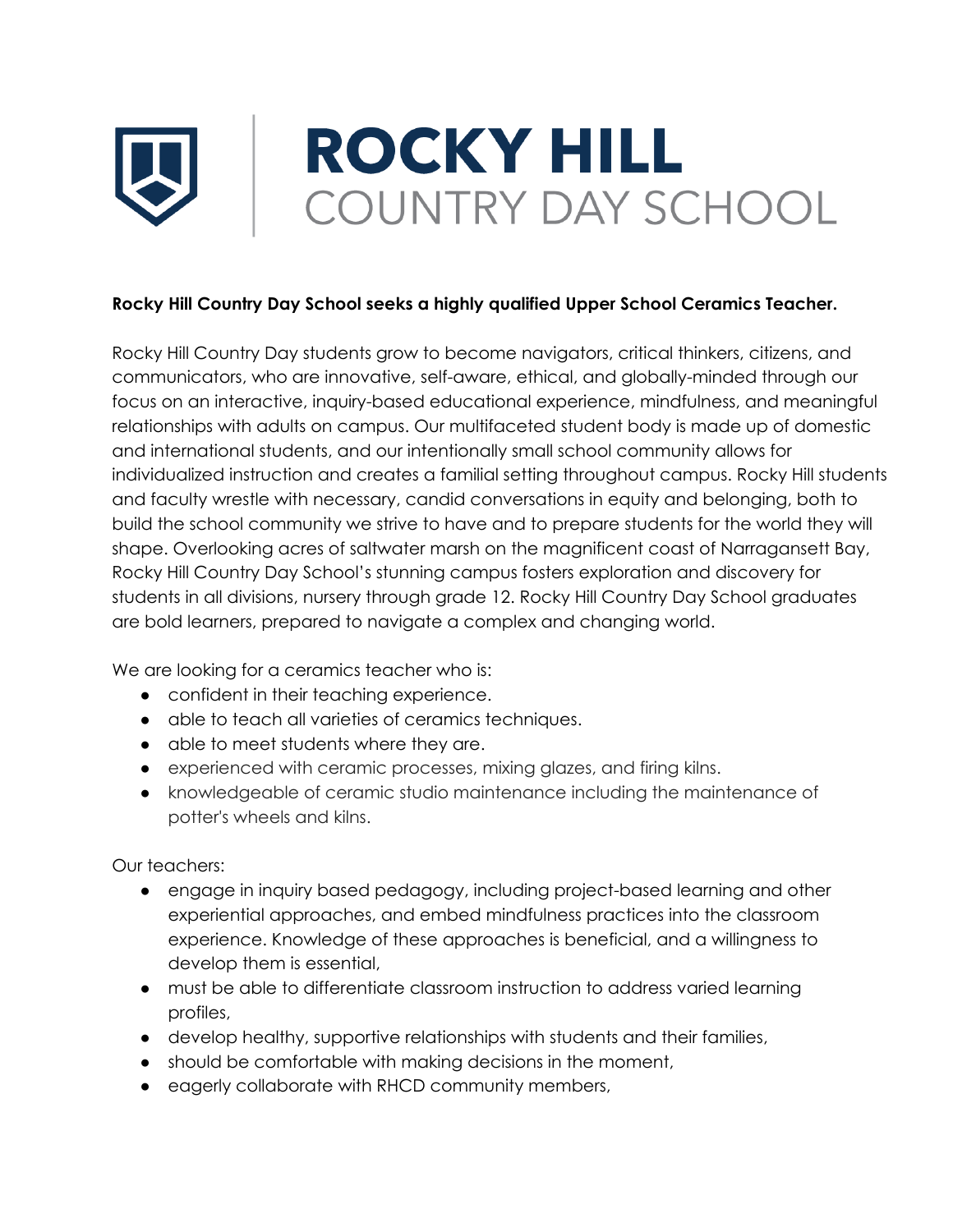# ROCKY HILL COUNTRY DAY SCHOOL

**Rocky Hill Country Day School seeks a highly qualified Upper School Ceramics Teacher.**

Rocky Hill Country Day students grow to become navigators, critical thinkers, citizens, and communicators, who are innovative, self-aware, ethical, and globally-minded through our focus on an interactive, inquiry-based educational experience, mindfulness, and meaningful relationships with adults on campus. Our multifaceted student body is made up of domestic and international students, and our intentionally small school community allows for individualized instruction and creates a familial setting throughout campus. Rocky Hill students and faculty wrestle with necessary, candid conversations in equity and belonging, both to build the school community we strive to have and to prepare students for the world they will shape. Overlooking acres of saltwater marsh on the magnificent coast of Narragansett Bay, Rocky Hill Country Day School's stunning campus fosters exploration and discovery for students in all divisions, nursery through grade 12. Rocky Hill Country Day School graduates are bold learners, prepared to navigate a complex and changing world.

We are looking for a ceramics teacher who is:

- confident in their teaching experience.
- able to teach all varieties of ceramics techniques.
- able to meet students where they are.
- experienced with ceramic processes, mixing glazes, and firing kilns.
- knowledgeable of ceramic studio maintenance including the maintenance of potter's wheels and kilns.

Our teachers:

- engage in inquiry based pedagogy, including project-based learning and other experiential approaches, and embed mindfulness practices into the classroom experience. Knowledge of these approaches is beneficial, and a willingness to develop them is essential,
- must be able to differentiate classroom instruction to address varied learning profiles,
- develop healthy, supportive relationships with students and their families,
- should be comfortable with making decisions in the moment,
- eagerly collaborate with RHCD community members,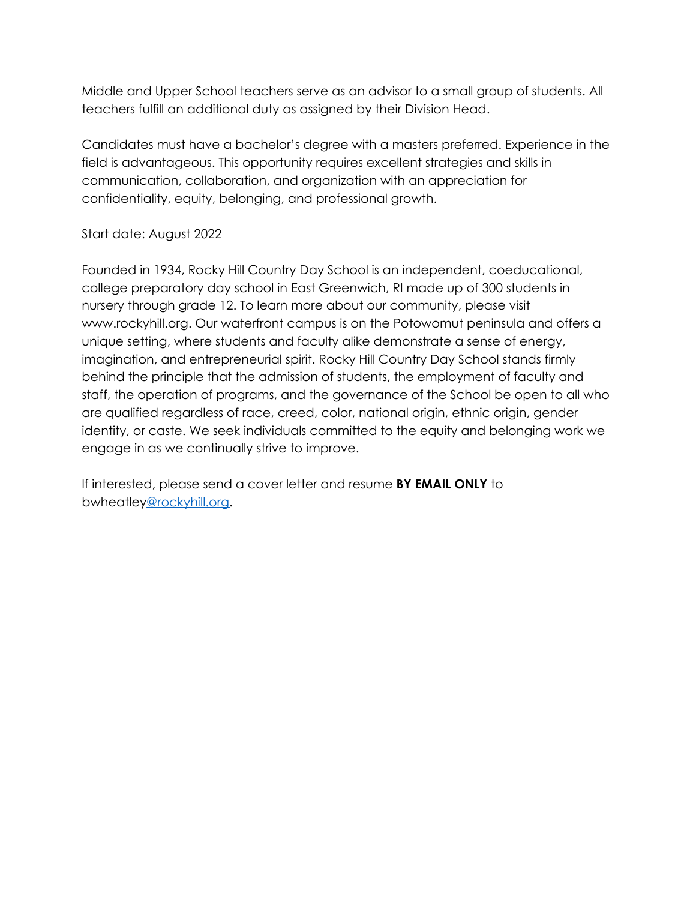Middle and Upper School teachers serve as an advisor to a small group of students. All teachers fulfill an additional duty as assigned by their Division Head.

Candidates must have a bachelor's degree with a masters preferred. Experience in the field is advantageous. This opportunity requires excellent strategies and skills in communication, collaboration, and organization with an appreciation for confidentiality, equity, belonging, and professional growth.

Start date: August 2022

Founded in 1934, Rocky Hill Country Day School is an independent, coeducational, college preparatory day school in East Greenwich, RI made up of 300 students in nursery through grade 12. To learn more about our community, please visit www.rockyhill.org. Our waterfront campus is on the Potowomut peninsula and offers a unique setting, where students and faculty alike demonstrate a sense of energy, imagination, and entrepreneurial spirit. Rocky Hill Country Day School stands firmly behind the principle that the admission of students, the employment of faculty and staff, the operation of programs, and the governance of the School be open to all who are qualified regardless of race, creed, color, national origin, ethnic origin, gender identity, or caste. We seek individuals committed to the equity and belonging work we engage in as we continually strive to improve.

If interested, please send a cover letter and resume **BY EMAIL ONLY** to bwheatley@rockyhill.org.